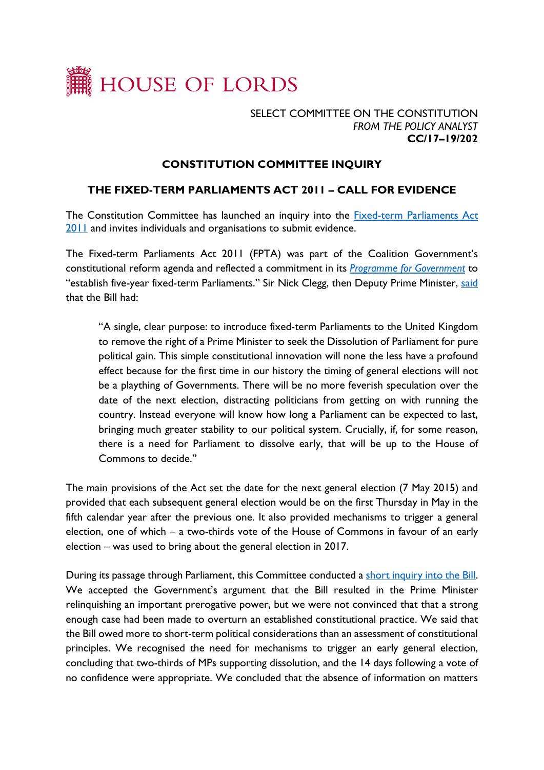HOUSE OF LORDS

SELECT COMMITTEE ON THE CONSTITUTION
*FROM THE POLICY ANALYST*
**CC/17–19/202**

## CONSTITUTION COMMITTEE INQUIRY

### THE FIXED-TERM PARLIAMENTS ACT 2011 – CALL FOR EVIDENCE

The Constitution Committee has launched an inquiry into the Fixed-term Parliaments Act 2011 and invites individuals and organisations to submit evidence.

The Fixed-term Parliaments Act 2011 (FPTA) was part of the Coalition Government's constitutional reform agenda and reflected a commitment in its *Programme for Government* to "establish five-year fixed-term Parliaments." Sir Nick Clegg, then Deputy Prime Minister, said that the Bill had:

> "A single, clear purpose: to introduce fixed-term Parliaments to the United Kingdom to remove the right of a Prime Minister to seek the Dissolution of Parliament for pure political gain. This simple constitutional innovation will none the less have a profound effect because for the first time in our history the timing of general elections will not be a plaything of Governments. There will be no more feverish speculation over the date of the next election, distracting politicians from getting on with running the country. Instead everyone will know how long a Parliament can be expected to last, bringing much greater stability to our political system. Crucially, if, for some reason, there is a need for Parliament to dissolve early, that will be up to the House of Commons to decide."

The main provisions of the Act set the date for the next general election (7 May 2015) and provided that each subsequent general election would be on the first Thursday in May in the fifth calendar year after the previous one. It also provided mechanisms to trigger a general election, one of which – a two-thirds vote of the House of Commons in favour of an early election – was used to bring about the general election in 2017.

During its passage through Parliament, this Committee conducted a short inquiry into the Bill. We accepted the Government's argument that the Bill resulted in the Prime Minister relinquishing an important prerogative power, but we were not convinced that that a strong enough case had been made to overturn an established constitutional practice. We said that the Bill owed more to short-term political considerations than an assessment of constitutional principles. We recognised the need for mechanisms to trigger an early general election, concluding that two-thirds of MPs supporting dissolution, and the 14 days following a vote of no confidence were appropriate. We concluded that the absence of information on matters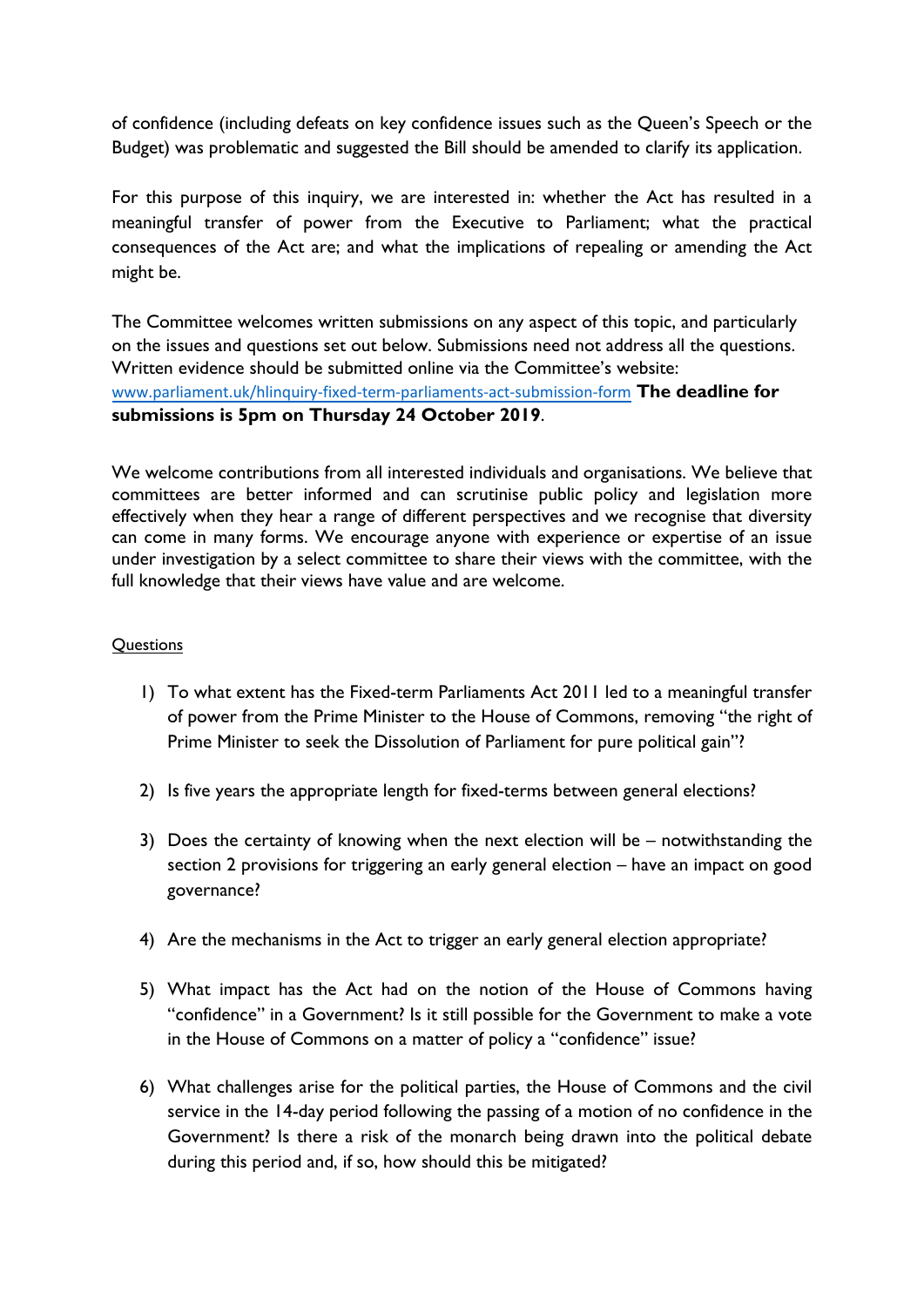of confidence (including defeats on key confidence issues such as the Queen's Speech or the Budget) was problematic and suggested the Bill should be amended to clarify its application.

For this purpose of this inquiry, we are interested in: whether the Act has resulted in a meaningful transfer of power from the Executive to Parliament; what the practical consequences of the Act are; and what the implications of repealing or amending the Act might be.

The Committee welcomes written submissions on any aspect of this topic, and particularly on the issues and questions set out below. Submissions need not address all the questions. Written evidence should be submitted online via the Committee's website: www.parliament.uk/hlinquiry-fixed-term-parliaments-act-submission-form **The deadline for submissions is 5pm on Thursday 24 October 2019**.

We welcome contributions from all interested individuals and organisations. We believe that committees are better informed and can scrutinise public policy and legislation more effectively when they hear a range of different perspectives and we recognise that diversity can come in many forms. We encourage anyone with experience or expertise of an issue under investigation by a select committee to share their views with the committee, with the full knowledge that their views have value and are welcome.

Questions

1) To what extent has the Fixed-term Parliaments Act 2011 led to a meaningful transfer of power from the Prime Minister to the House of Commons, removing "the right of Prime Minister to seek the Dissolution of Parliament for pure political gain"?

2) Is five years the appropriate length for fixed-terms between general elections?

3) Does the certainty of knowing when the next election will be – notwithstanding the section 2 provisions for triggering an early general election – have an impact on good governance?

4) Are the mechanisms in the Act to trigger an early general election appropriate?

5) What impact has the Act had on the notion of the House of Commons having "confidence" in a Government? Is it still possible for the Government to make a vote in the House of Commons on a matter of policy a "confidence" issue?

6) What challenges arise for the political parties, the House of Commons and the civil service in the 14-day period following the passing of a motion of no confidence in the Government? Is there a risk of the monarch being drawn into the political debate during this period and, if so, how should this be mitigated?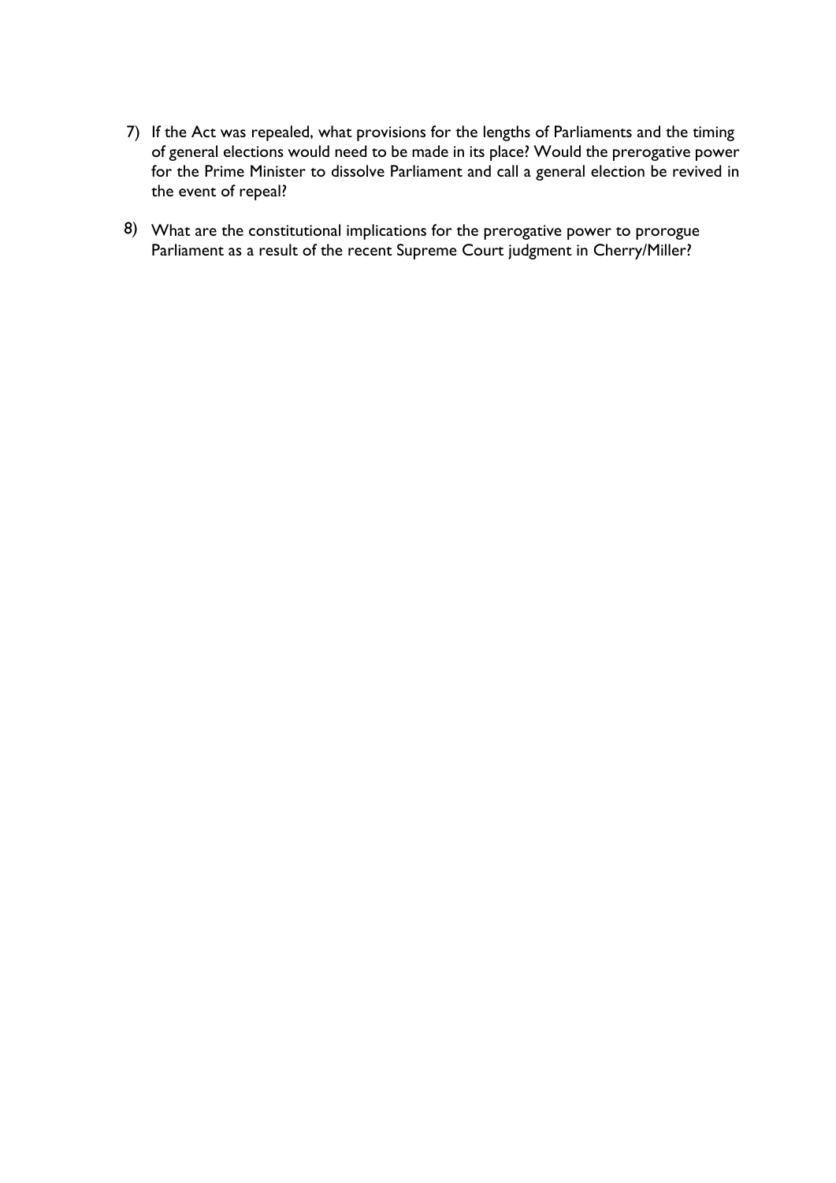7) If the Act was repealed, what provisions for the lengths of Parliaments and the timing of general elections would need to be made in its place? Would the prerogative power for the Prime Minister to dissolve Parliament and call a general election be revived in the event of repeal?

8) What are the constitutional implications for the prerogative power to prorogue Parliament as a result of the recent Supreme Court judgment in Cherry/Miller?